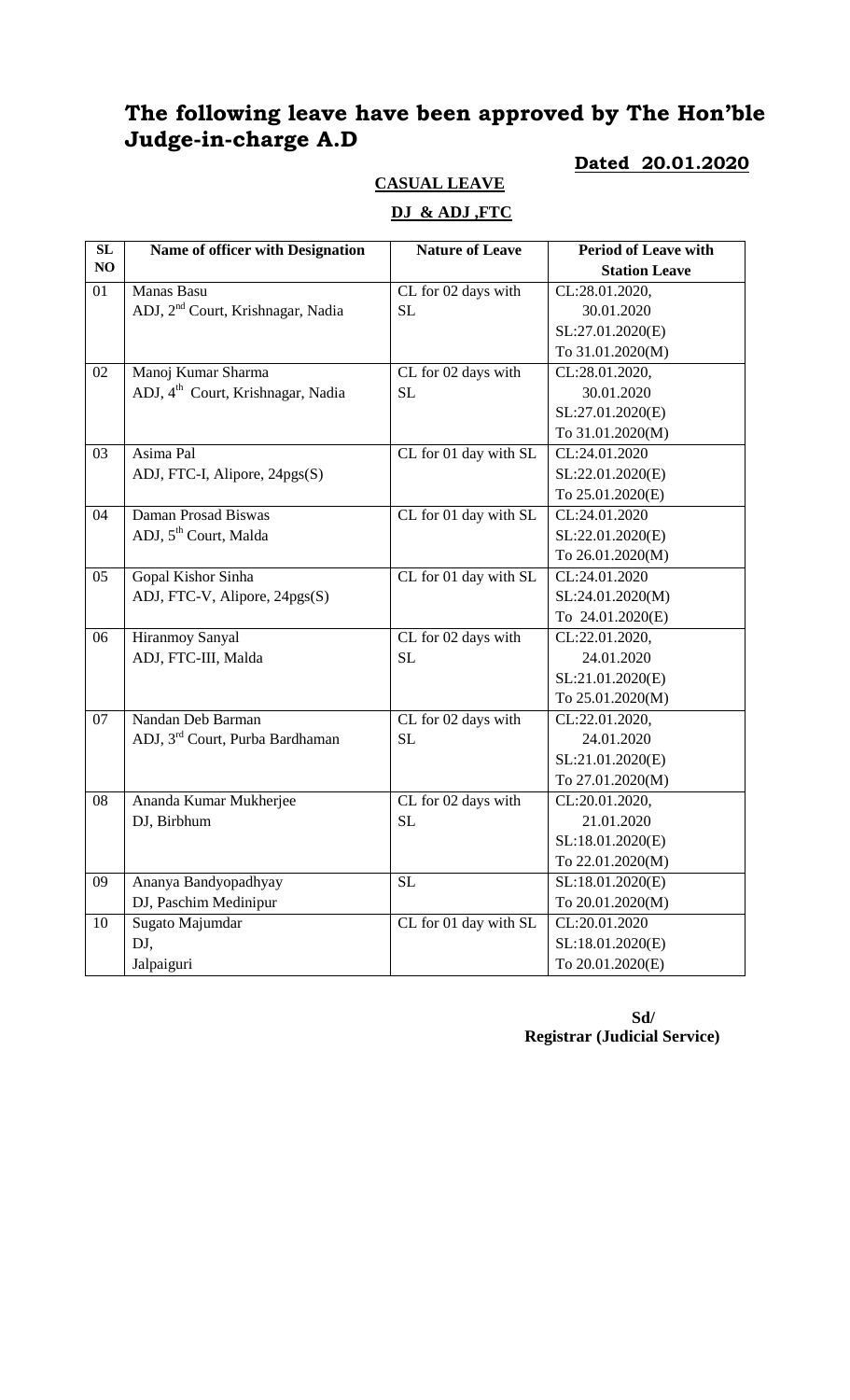# The following leave have been approved by The Hon'ble Judge-in-charge A.D

**Dated 20.01.2020**

**CASUAL LEAVE**

**DJ & ADJ ,FTC**

| SL NO | Name of officer with Designation | Nature of Leave | Period of Leave with Station Leave |
|---|---|---|---|
| 01 | Manas Basu<br>ADJ, 2nd Court, Krishnagar, Nadia | CL for 02 days with SL | CL:28.01.2020, 30.01.2020<br>SL:27.01.2020(E)<br>To 31.01.2020(M) |
| 02 | Manoj Kumar Sharma<br>ADJ, 4th Court, Krishnagar, Nadia | CL for 02 days with SL | CL:28.01.2020, 30.01.2020<br>SL:27.01.2020(E)<br>To 31.01.2020(M) |
| 03 | Asima Pal<br>ADJ, FTC-I, Alipore, 24pgs(S) | CL for 01 day with SL | CL:24.01.2020<br>SL:22.01.2020(E)<br>To 25.01.2020(E) |
| 04 | Daman Prosad Biswas<br>ADJ, 5th Court, Malda | CL for 01 day with SL | CL:24.01.2020<br>SL:22.01.2020(E)<br>To 26.01.2020(M) |
| 05 | Gopal Kishor Sinha<br>ADJ, FTC-V, Alipore, 24pgs(S) | CL for 01 day with SL | CL:24.01.2020<br>SL:24.01.2020(M)<br>To 24.01.2020(E) |
| 06 | Hiranmoy Sanyal<br>ADJ, FTC-III, Malda | CL for 02 days with SL | CL:22.01.2020, 24.01.2020<br>SL:21.01.2020(E)<br>To 25.01.2020(M) |
| 07 | Nandan Deb Barman<br>ADJ, 3rd Court, Purba Bardhaman | CL for 02 days with SL | CL:22.01.2020, 24.01.2020<br>SL:21.01.2020(E)<br>To 27.01.2020(M) |
| 08 | Ananda Kumar Mukherjee<br>DJ, Birbhum | CL for 02 days with SL | CL:20.01.2020, 21.01.2020<br>SL:18.01.2020(E)<br>To 22.01.2020(M) |
| 09 | Ananya Bandyopadhyay<br>DJ, Paschim Medinipur | SL | SL:18.01.2020(E)<br>To 20.01.2020(M) |
| 10 | Sugato Majumdar<br>DJ,<br>Jalpaiguri | CL for 01 day with SL | CL:20.01.2020<br>SL:18.01.2020(E)<br>To 20.01.2020(E) |

**Sd/**
**Registrar (Judicial Service)**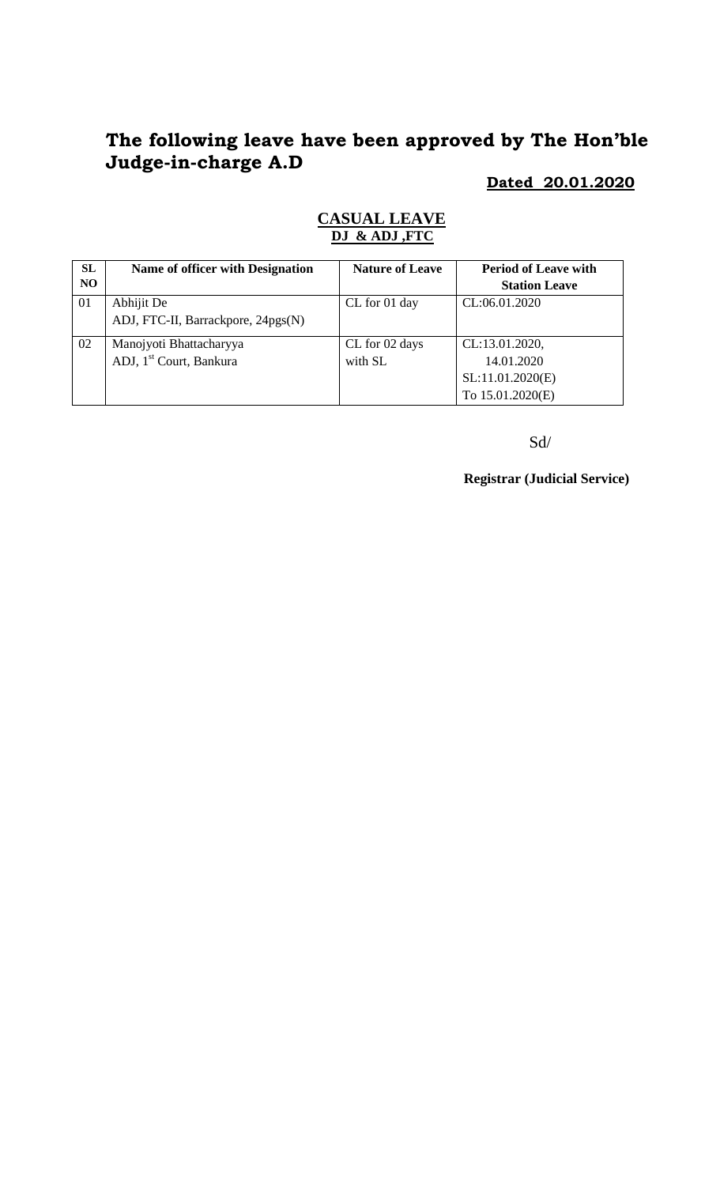# The following leave have been approved by The Hon'ble Judge-in-charge A.D

**Dated 20.01.2020**

## CASUAL LEAVE
**DJ & ADJ ,FTC**

| SL NO | Name of officer with Designation | Nature of Leave | Period of Leave with Station Leave |
|---|---|---|---|
| 01 | Abhijit De<br>ADJ, FTC-II, Barrackpore, 24pgs(N) | CL for 01 day | CL:06.01.2020 |
| 02 | Manojyoti Bhattacharyya<br>ADJ, 1st Court, Bankura | CL for 02 days with SL | CL:13.01.2020, 14.01.2020<br>SL:11.01.2020(E) To 15.01.2020(E) |

Sd/

**Registrar (Judicial Service)**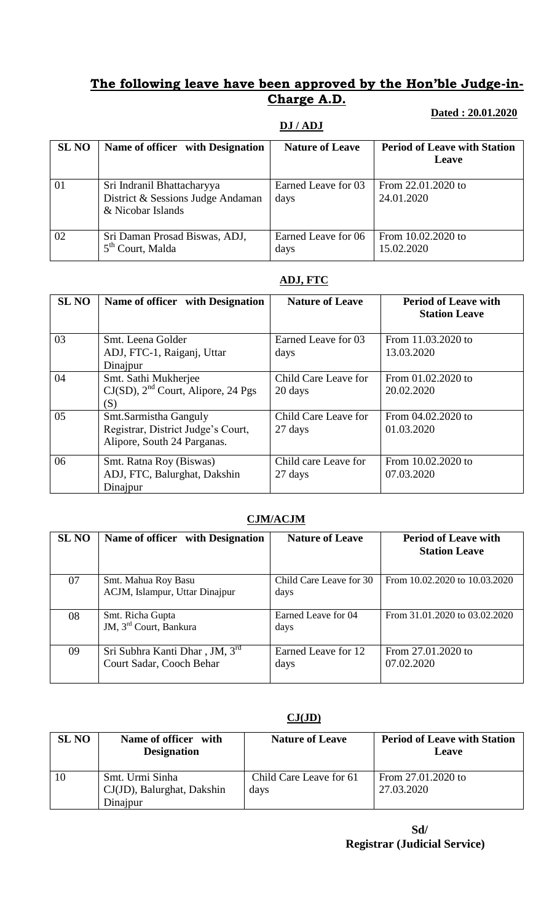## **The following leave have been approved by the Hon'ble Judge-in-Charge A.D.**

**Dated : 20.01.2020**

### **DJ / ADJ**

| SL NO | Name of officer with Designation | Nature of Leave | Period of Leave with Station Leave |
|---|---|---|---|
| 01 | Sri Indranil Bhattacharyya District & Sessions Judge Andaman & Nicobar Islands | Earned Leave for 03 days | From 22.01.2020 to 24.01.2020 |
| 02 | Sri Daman Prosad Biswas, ADJ, 5th Court, Malda | Earned Leave for 06 days | From 10.02.2020 to 15.02.2020 |

### **ADJ, FTC**

| SL NO | Name of officer with Designation | Nature of Leave | Period of Leave with Station Leave |
|---|---|---|---|
| 03 | Smt. Leena Golder ADJ, FTC-1, Raiganj, Uttar Dinajpur | Earned Leave for 03 days | From 11.03.2020 to 13.03.2020 |
| 04 | Smt. Sathi Mukherjee CJ(SD), 2nd Court, Alipore, 24 Pgs (S) | Child Care Leave for 20 days | From 01.02.2020 to 20.02.2020 |
| 05 | Smt.Sarmistha Ganguly Registrar, District Judge's Court, Alipore, South 24 Parganas. | Child Care Leave for 27 days | From 04.02.2020 to 01.03.2020 |
| 06 | Smt. Ratna Roy (Biswas) ADJ, FTC, Balurghat, Dakshin Dinajpur | Child care Leave for 27 days | From 10.02.2020 to 07.03.2020 |

### **CJM/ACJM**

| SL NO | Name of officer with Designation | Nature of Leave | Period of Leave with Station Leave |
|---|---|---|---|
| 07 | Smt. Mahua Roy Basu ACJM, Islampur, Uttar Dinajpur | Child Care Leave for 30 days | From 10.02.2020 to 10.03.2020 |
| 08 | Smt. Richa Gupta JM, 3rd Court, Bankura | Earned Leave for 04 days | From 31.01.2020 to 03.02.2020 |
| 09 | Sri Subhra Kanti Dhar , JM, 3rd Court Sadar, Cooch Behar | Earned Leave for 12 days | From 27.01.2020 to 07.02.2020 |

### **CJ(JD)**

| SL NO | Name of officer with Designation | Nature of Leave | Period of Leave with Station Leave |
|---|---|---|---|
| 10 | Smt. Urmi Sinha CJ(JD), Balurghat, Dakshin Dinajpur | Child Care Leave for 61 days | From 27.01.2020 to 27.03.2020 |

**Sd/**
**Registrar (Judicial Service)**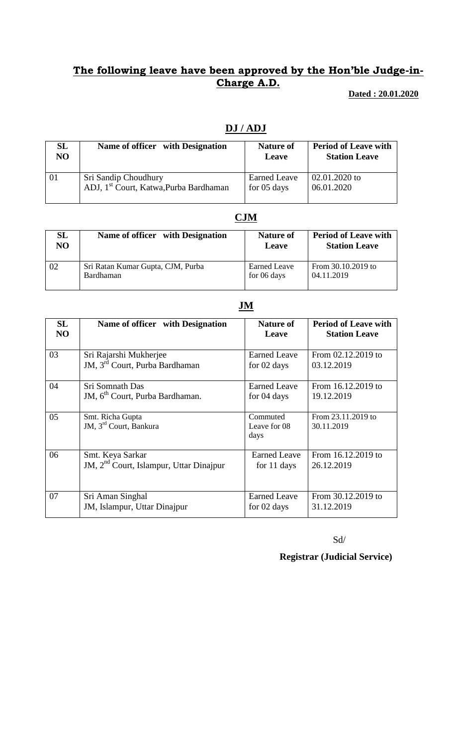# The following leave have been approved by the Hon'ble Judge-in-Charge A.D.

**Dated : 20.01.2020**

## DJ / ADJ

| SL NO | Name of officer with Designation | Nature of Leave | Period of Leave with Station Leave |
|---|---|---|---|
| 01 | Sri Sandip Choudhury<br>ADJ, 1st Court, Katwa,Purba Bardhaman | Earned Leave for 05 days | 02.01.2020 to 06.01.2020 |

## CJM

| SL NO | Name of officer with Designation | Nature of Leave | Period of Leave with Station Leave |
|---|---|---|---|
| 02 | Sri Ratan Kumar Gupta, CJM, Purba Bardhaman | Earned Leave for 06 days | From 30.10.2019 to 04.11.2019 |

## JM

| SL NO | Name of officer with Designation | Nature of Leave | Period of Leave with Station Leave |
|---|---|---|---|
| 03 | Sri Rajarshi Mukherjee<br>JM, 3rd Court, Purba Bardhaman | Earned Leave for 02 days | From 02.12.2019 to 03.12.2019 |
| 04 | Sri Somnath Das<br>JM, 6th Court, Purba Bardhaman. | Earned Leave for 04 days | From 16.12.2019 to 19.12.2019 |
| 05 | Smt. Richa Gupta<br>JM, 3rd Court, Bankura | Commuted Leave for 08 days | From 23.11.2019 to 30.11.2019 |
| 06 | Smt. Keya Sarkar<br>JM, 2nd Court, Islampur, Uttar Dinajpur | Earned Leave for 11 days | From 16.12.2019 to 26.12.2019 |
| 07 | Sri Aman Singhal<br>JM, Islampur, Uttar Dinajpur | Earned Leave for 02 days | From 30.12.2019 to 31.12.2019 |

Sd/

**Registrar (Judicial Service)**